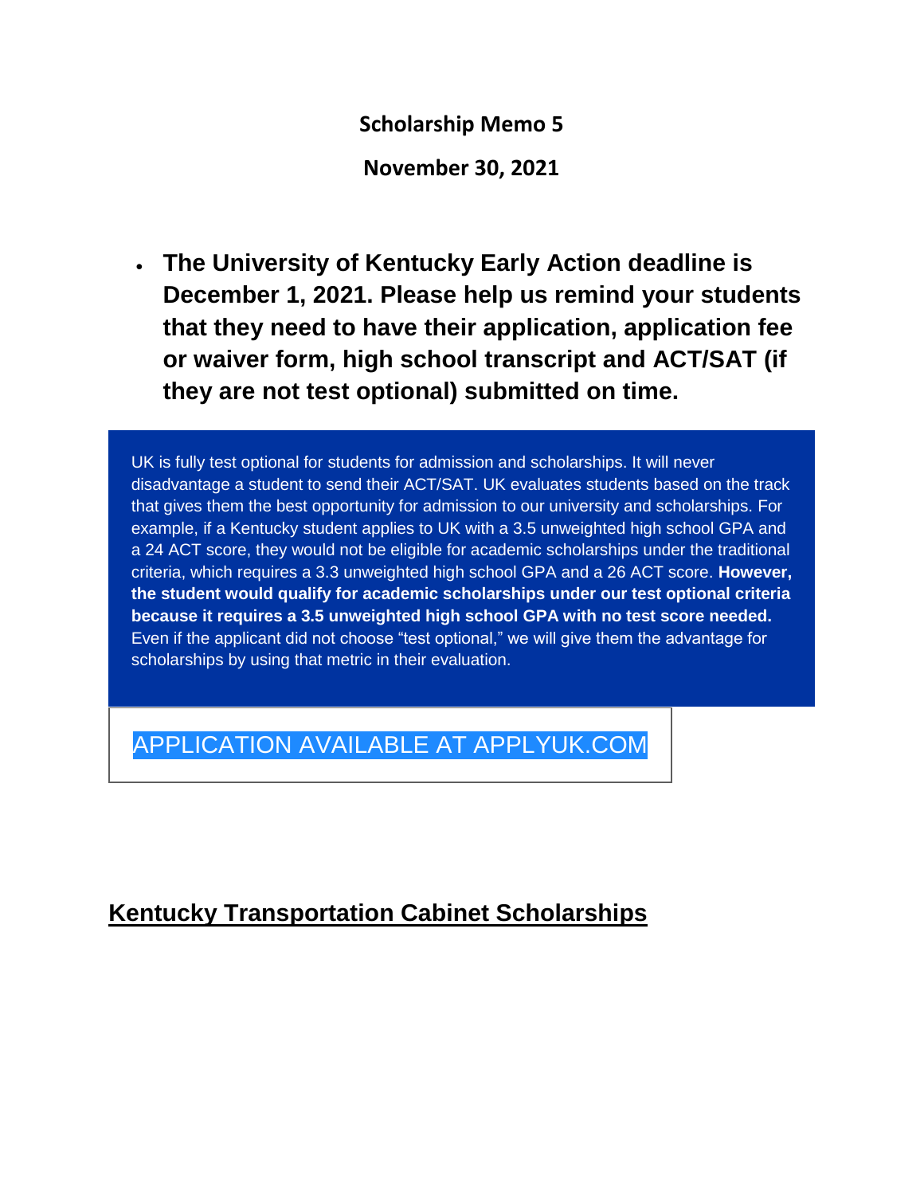**Scholarship Memo 5**

**November 30, 2021**

- **The University of Kentucky Early Action deadline is December 1, 2021. Please help us remind your students that they need to have their application, application fee or waiver form, high school transcript and ACT/SAT (if they are not test optional) submitted on time.**

UK is fully test optional for students for admission and scholarships. It will never disadvantage a student to send their ACT/SAT. UK evaluates students based on the track that gives them the best opportunity for admission to our university and scholarships. For example, if a Kentucky student applies to UK with a 3.5 unweighted high school GPA and a 24 ACT score, they would not be eligible for academic scholarships under the traditional criteria, which requires a 3.3 unweighted high school GPA and a 26 ACT score. **However, the student would qualify for academic scholarships under our test optional criteria because it requires a 3.5 unweighted high school GPA with no test score needed.** Even if the applicant did not choose "test optional," we will give them the advantage for scholarships by using that metric in their evaluation.

APPLICATION AVAILABLE AT APPLYUK.COM

## Kentucky Transportation Cabinet Scholarships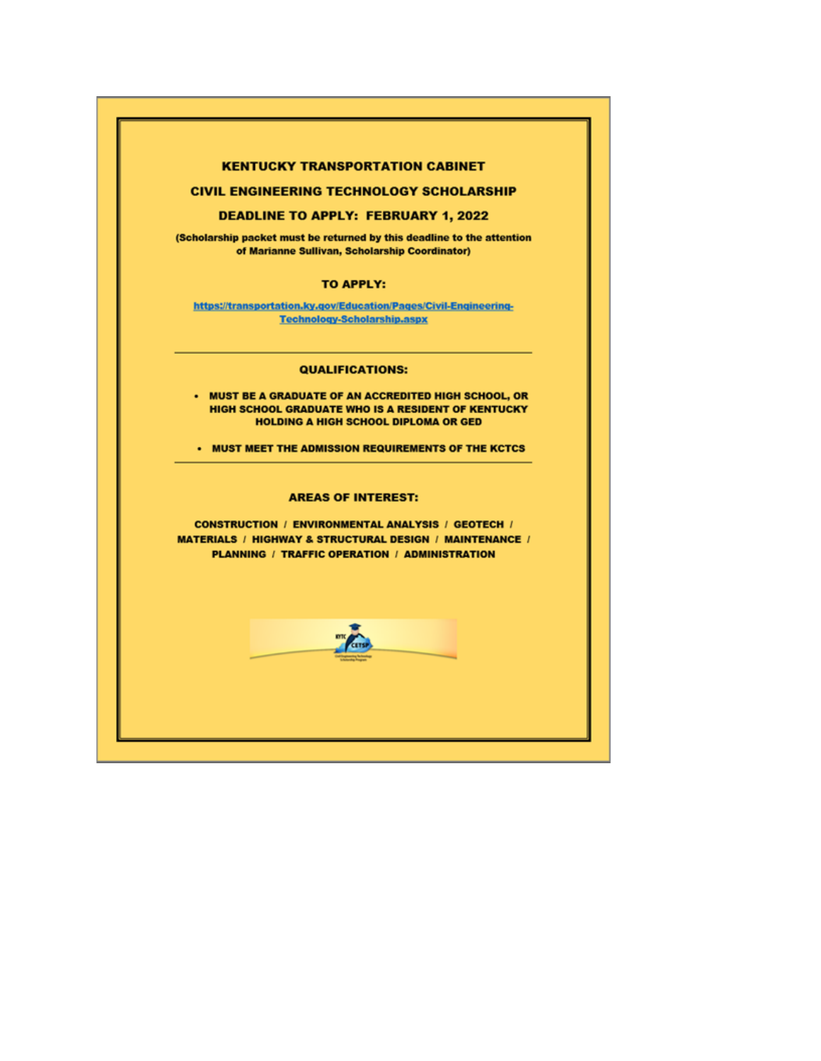# KENTUCKY TRANSPORTATION CABINET

## CIVIL ENGINEERING TECHNOLOGY SCHOLARSHIP

## DEADLINE TO APPLY: FEBRUARY 1, 2022

**(Scholarship packet must be returned by this deadline to the attention of Marianne Sullivan, Scholarship Coordinator)**

### TO APPLY:

https://transportation.ky.gov/Education/Pages/Civil-Engineering-Technology-Scholarship.aspx

---

### QUALIFICATIONS:

- **MUST BE A GRADUATE OF AN ACCREDITED HIGH SCHOOL, OR HIGH SCHOOL GRADUATE WHO IS A RESIDENT OF KENTUCKY HOLDING A HIGH SCHOOL DIPLOMA OR GED**
- **MUST MEET THE ADMISSION REQUIREMENTS OF THE KCTCS**

---

### AREAS OF INTEREST:

**CONSTRUCTION / ENVIRONMENTAL ANALYSIS / GEOTECH / MATERIALS / HIGHWAY & STRUCTURAL DESIGN / MAINTENANCE / PLANNING / TRAFFIC OPERATION / ADMINISTRATION**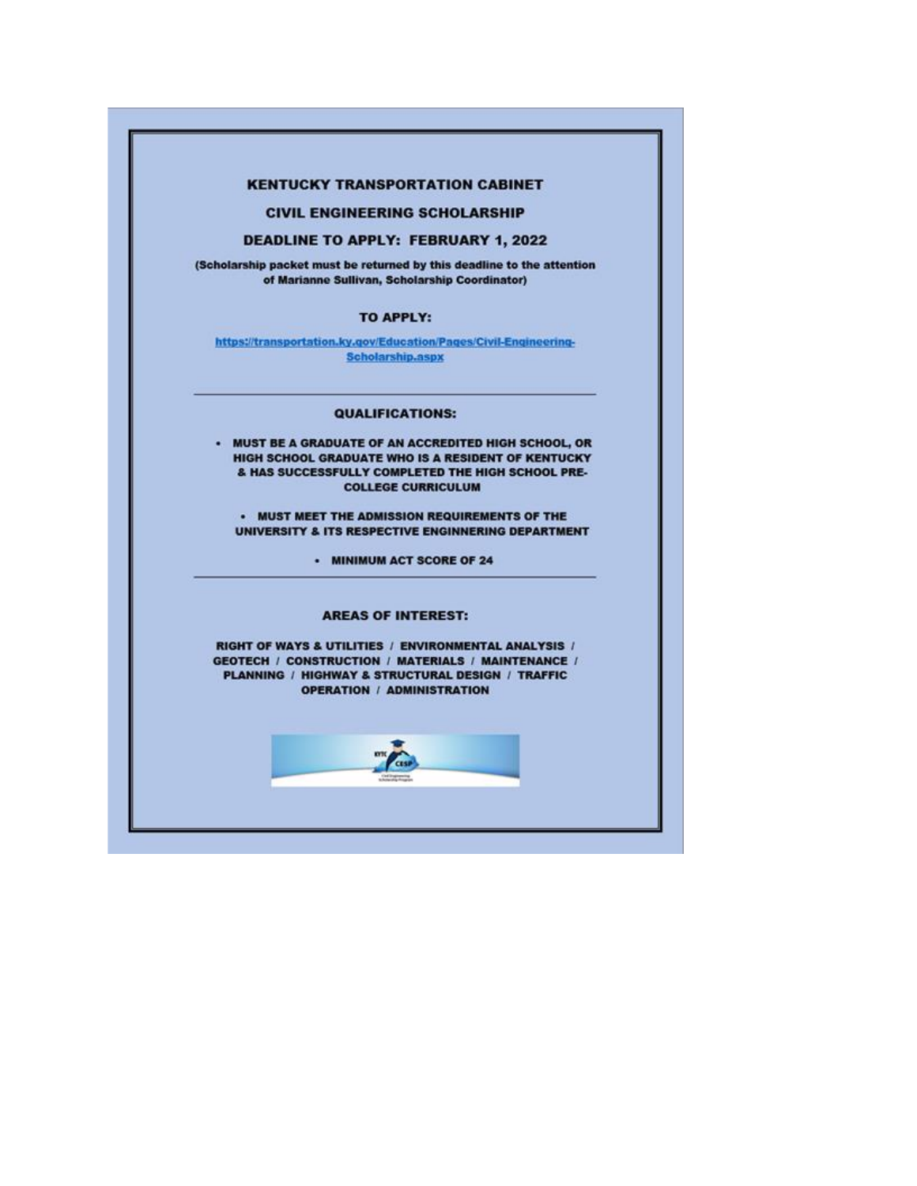# KENTUCKY TRANSPORTATION CABINET

## CIVIL ENGINEERING SCHOLARSHIP

## DEADLINE TO APPLY: FEBRUARY 1, 2022

**(Scholarship packet must be returned by this deadline to the attention of Marianne Sullivan, Scholarship Coordinator)**

### TO APPLY:

https://transportation.ky.gov/Education/Pages/Civil-Engineering-Scholarship.aspx

---

### QUALIFICATIONS:

- **MUST BE A GRADUATE OF AN ACCREDITED HIGH SCHOOL, OR HIGH SCHOOL GRADUATE WHO IS A RESIDENT OF KENTUCKY & HAS SUCCESSFULLY COMPLETED THE HIGH SCHOOL PRE-COLLEGE CURRICULUM**
- **MUST MEET THE ADMISSION REQUIREMENTS OF THE UNIVERSITY & ITS RESPECTIVE ENGINNERING DEPARTMENT**
- **MINIMUM ACT SCORE OF 24**

---

### AREAS OF INTEREST:

**RIGHT OF WAYS & UTILITIES / ENVIRONMENTAL ANALYSIS / GEOTECH / CONSTRUCTION / MATERIALS / MAINTENANCE / PLANNING / HIGHWAY & STRUCTURAL DESIGN / TRAFFIC OPERATION / ADMINISTRATION**

KYTC CESP

Civil Engineering Scholarship Program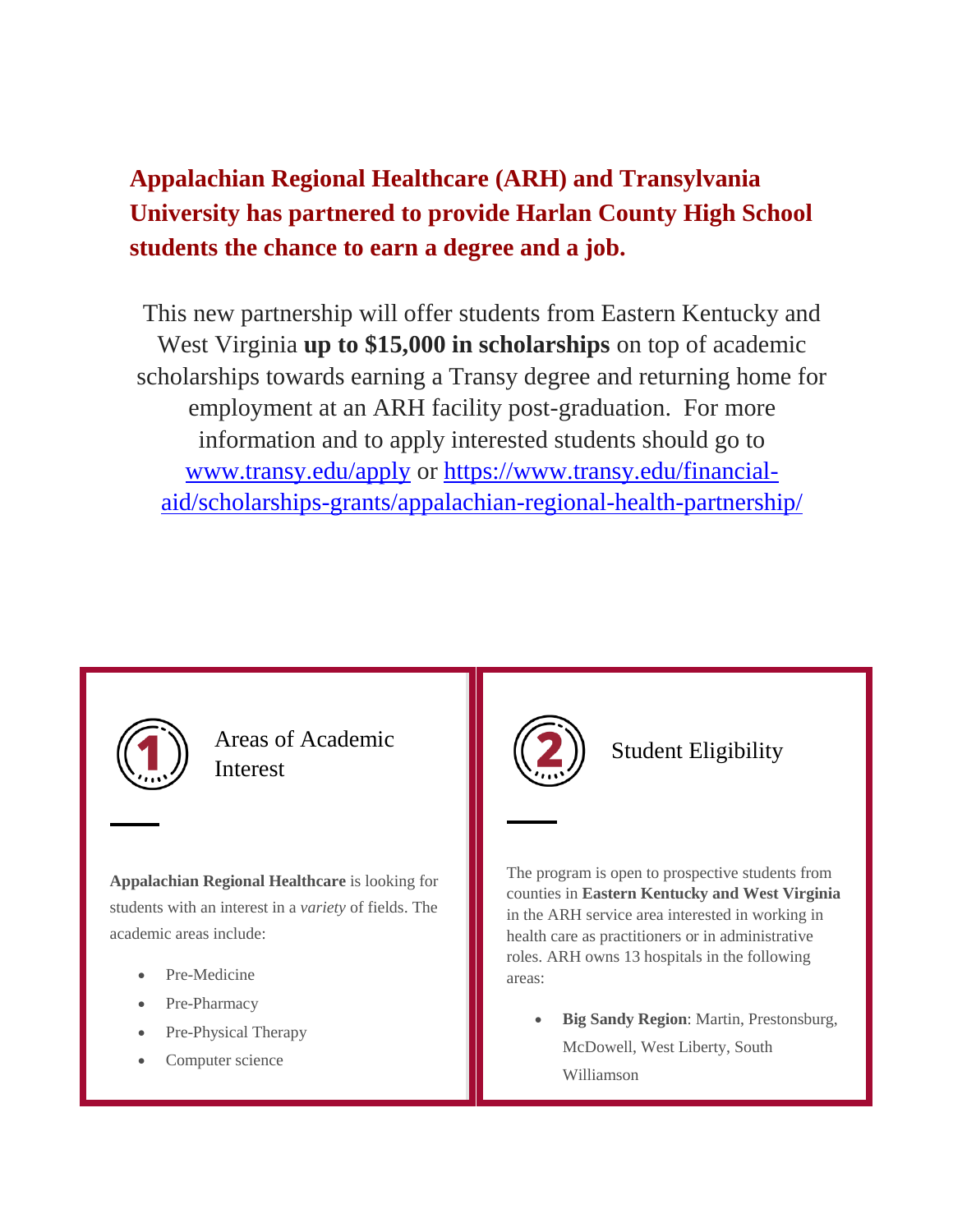**Appalachian Regional Healthcare (ARH) and Transylvania University has partnered to provide Harlan County High School students the chance to earn a degree and a job.**

This new partnership will offer students from Eastern Kentucky and West Virginia **up to $15,000 in scholarships** on top of academic scholarships towards earning a Transy degree and returning home for employment at an ARH facility post-graduation. For more information and to apply interested students should go to [www.transy.edu/apply](http://www.transy.edu/apply) or [https://www.transy.edu/financial-aid/scholarships-grants/appalachian-regional-health-partnership/](https://www.transy.edu/financial-aid/scholarships-grants/appalachian-regional-health-partnership/)

## 1 Areas of Academic Interest

**Appalachian Regional Healthcare** is looking for students with an interest in a *variety* of fields. The academic areas include:

- Pre-Medicine
- Pre-Pharmacy
- Pre-Physical Therapy
- Computer science

## 2 Student Eligibility

The program is open to prospective students from counties in **Eastern Kentucky and West Virginia** in the ARH service area interested in working in health care as practitioners or in administrative roles. ARH owns 13 hospitals in the following areas:

- **Big Sandy Region**: Martin, Prestonsburg, McDowell, West Liberty, South Williamson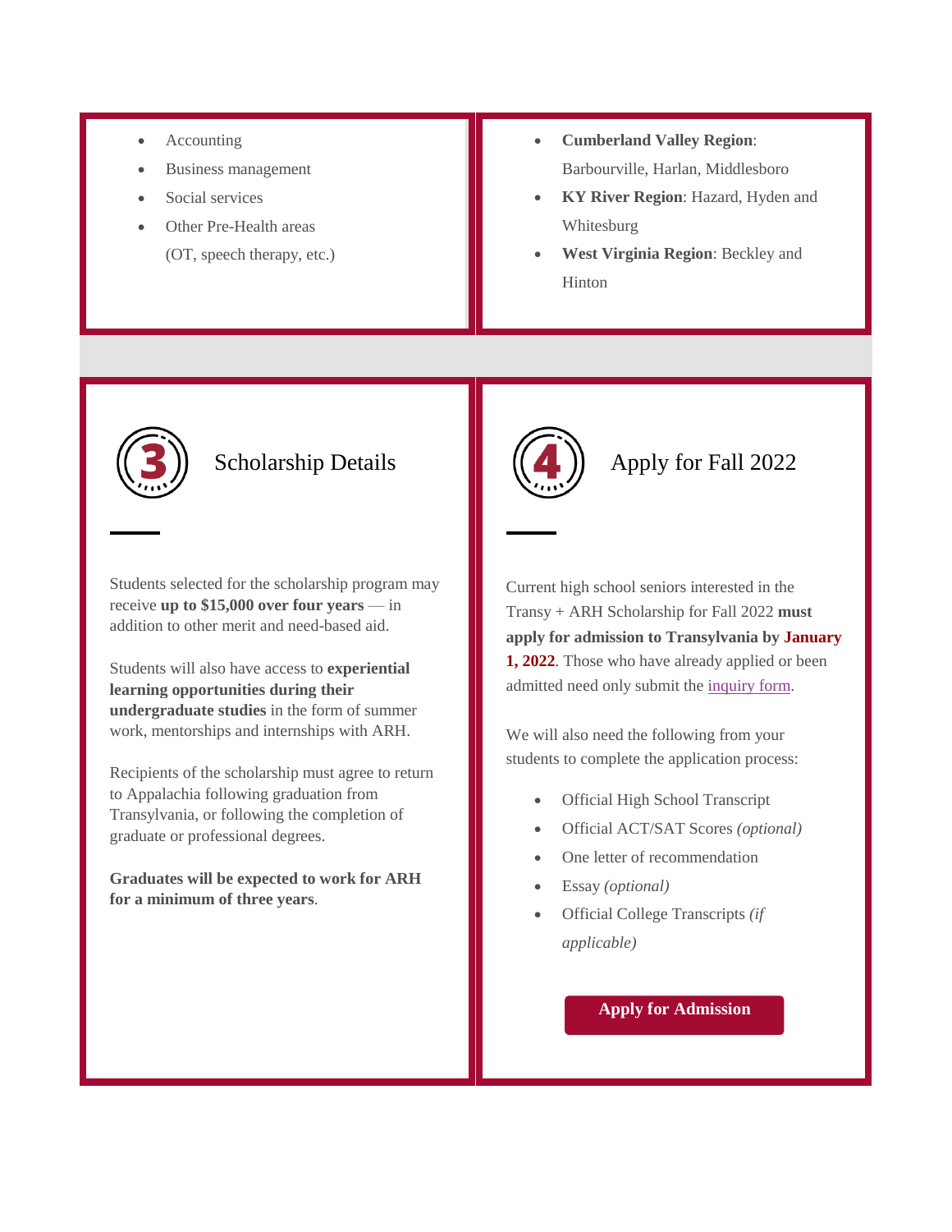- Accounting
- Business management
- Social services
- Other Pre-Health areas (OT, speech therapy, etc.)

- **Cumberland Valley Region**: Barbourville, Harlan, Middlesboro
- **KY River Region**: Hazard, Hyden and Whitesburg
- **West Virginia Region**: Beckley and Hinton

## 3 Scholarship Details

Students selected for the scholarship program may receive **up to $15,000 over four years** — in addition to other merit and need-based aid.

Students will also have access to **experiential learning opportunities during their undergraduate studies** in the form of summer work, mentorships and internships with ARH.

Recipients of the scholarship must agree to return to Appalachia following graduation from Transylvania, or following the completion of graduate or professional degrees.

**Graduates will be expected to work for ARH for a minimum of three years**.

## 4 Apply for Fall 2022

Current high school seniors interested in the Transy + ARH Scholarship for Fall 2022 **must apply for admission to Transylvania by January 1, 2022**. Those who have already applied or been admitted need only submit the inquiry form.

We will also need the following from your students to complete the application process:

- Official High School Transcript
- Official ACT/SAT Scores *(optional)*
- One letter of recommendation
- Essay *(optional)*
- Official College Transcripts *(if applicable)*

**Apply for Admission**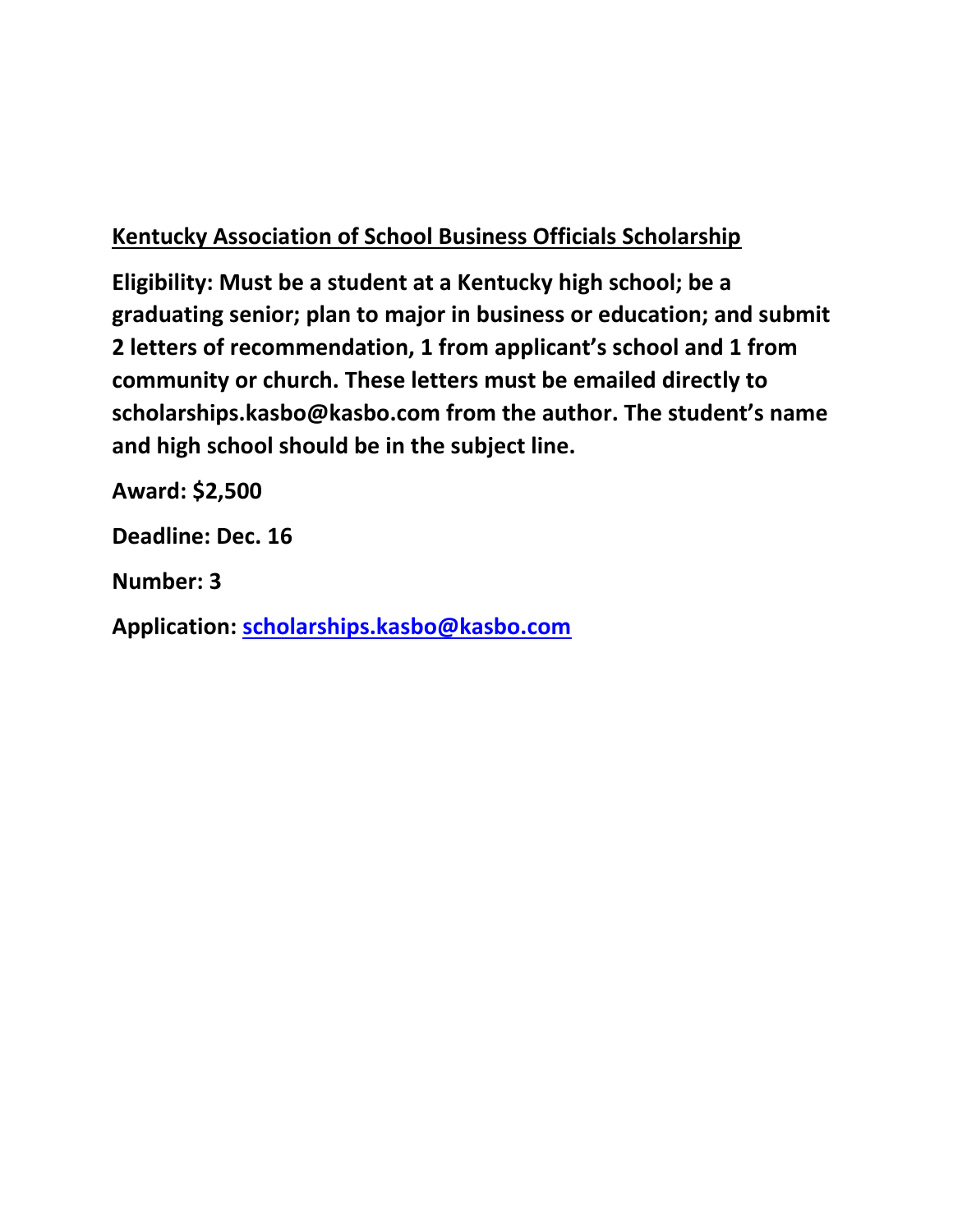**Kentucky Association of School Business Officials Scholarship**

**Eligibility: Must be a student at a Kentucky high school; be a graduating senior; plan to major in business or education; and submit 2 letters of recommendation, 1 from applicant's school and 1 from community or church. These letters must be emailed directly to scholarships.kasbo@kasbo.com from the author. The student's name and high school should be in the subject line.**

**Award: $2,500**

**Deadline: Dec. 16**

**Number: 3**

**Application: scholarships.kasbo@kasbo.com**